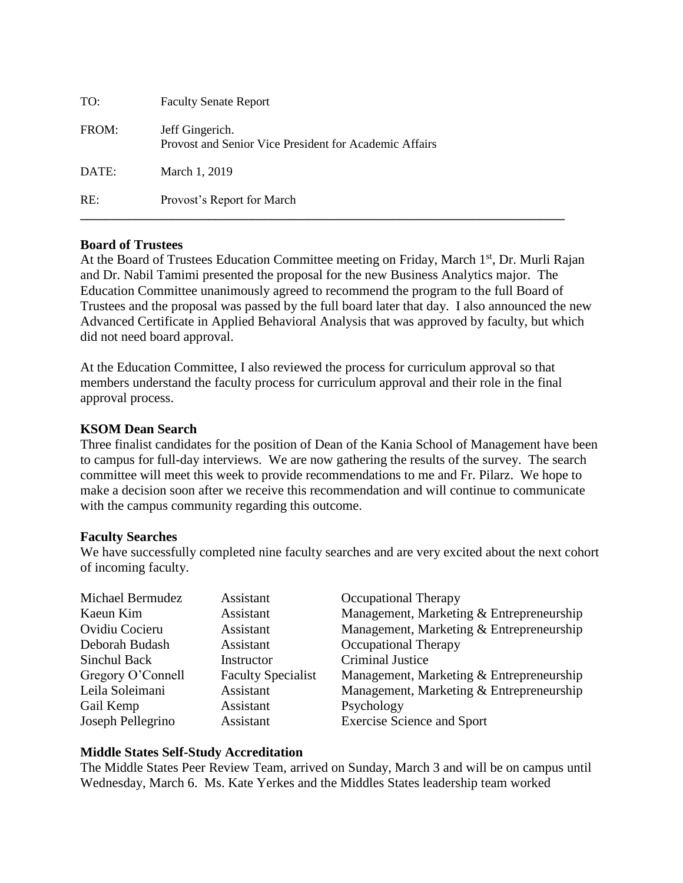| | |
|---|---|
| TO: | Faculty Senate Report |
| FROM: | Jeff Gingerich. Provost and Senior Vice President for Academic Affairs |
| DATE: | March 1, 2019 |
| RE: | Provost's Report for March |

---

**Board of Trustees**

At the Board of Trustees Education Committee meeting on Friday, March 1st, Dr. Murli Rajan and Dr. Nabil Tamimi presented the proposal for the new Business Analytics major. The Education Committee unanimously agreed to recommend the program to the full Board of Trustees and the proposal was passed by the full board later that day. I also announced the new Advanced Certificate in Applied Behavioral Analysis that was approved by faculty, but which did not need board approval.

At the Education Committee, I also reviewed the process for curriculum approval so that members understand the faculty process for curriculum approval and their role in the final approval process.

**KSOM Dean Search**

Three finalist candidates for the position of Dean of the Kania School of Management have been to campus for full-day interviews. We are now gathering the results of the survey. The search committee will meet this week to provide recommendations to me and Fr. Pilarz. We hope to make a decision soon after we receive this recommendation and will continue to communicate with the campus community regarding this outcome.

**Faculty Searches**

We have successfully completed nine faculty searches and are very excited about the next cohort of incoming faculty.

| | | |
|---|---|---|
| Michael Bermudez | Assistant | Occupational Therapy |
| Kaeun Kim | Assistant | Management, Marketing & Entrepreneurship |
| Ovidiu Cocieru | Assistant | Management, Marketing & Entrepreneurship |
| Deborah Budash | Assistant | Occupational Therapy |
| Sinchul Back | Instructor | Criminal Justice |
| Gregory O'Connell | Faculty Specialist | Management, Marketing & Entrepreneurship |
| Leila Soleimani | Assistant | Management, Marketing & Entrepreneurship |
| Gail Kemp | Assistant | Psychology |
| Joseph Pellegrino | Assistant | Exercise Science and Sport |

**Middle States Self-Study Accreditation**

The Middle States Peer Review Team, arrived on Sunday, March 3 and will be on campus until Wednesday, March 6. Ms. Kate Yerkes and the Middles States leadership team worked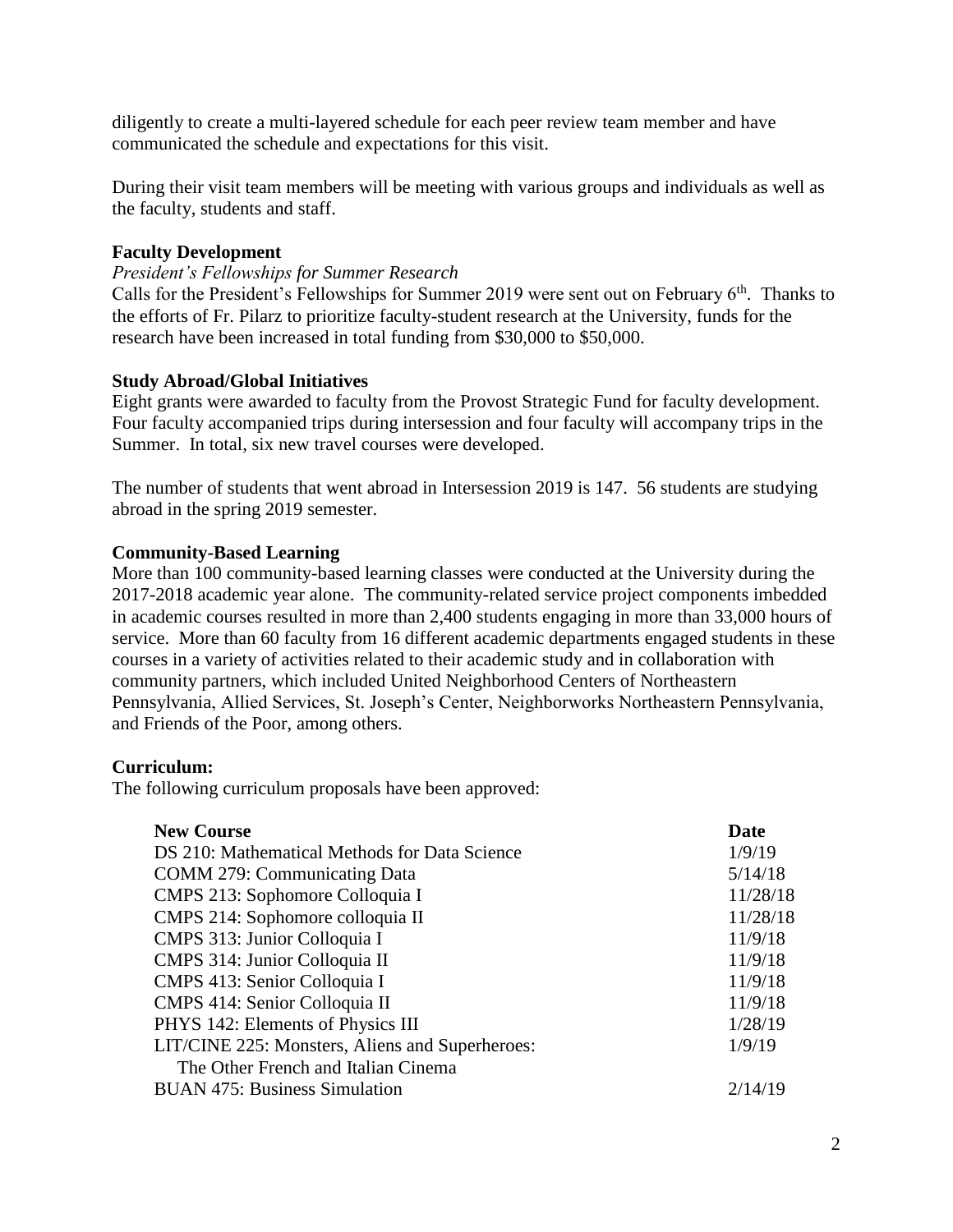diligently to create a multi-layered schedule for each peer review team member and have communicated the schedule and expectations for this visit.

During their visit team members will be meeting with various groups and individuals as well as the faculty, students and staff.

**Faculty Development**

*President's Fellowships for Summer Research*

Calls for the President's Fellowships for Summer 2019 were sent out on February 6th. Thanks to the efforts of Fr. Pilarz to prioritize faculty-student research at the University, funds for the research have been increased in total funding from $30,000 to $50,000.

**Study Abroad/Global Initiatives**

Eight grants were awarded to faculty from the Provost Strategic Fund for faculty development. Four faculty accompanied trips during intersession and four faculty will accompany trips in the Summer. In total, six new travel courses were developed.

The number of students that went abroad in Intersession 2019 is 147. 56 students are studying abroad in the spring 2019 semester.

**Community-Based Learning**

More than 100 community-based learning classes were conducted at the University during the 2017-2018 academic year alone. The community-related service project components imbedded in academic courses resulted in more than 2,400 students engaging in more than 33,000 hours of service. More than 60 faculty from 16 different academic departments engaged students in these courses in a variety of activities related to their academic study and in collaboration with community partners, which included United Neighborhood Centers of Northeastern Pennsylvania, Allied Services, St. Joseph's Center, Neighborworks Northeastern Pennsylvania, and Friends of the Poor, among others.

**Curriculum:**

The following curriculum proposals have been approved:

| New Course | Date |
|---|---|
| DS 210: Mathematical Methods for Data Science | 1/9/19 |
| COMM 279: Communicating Data | 5/14/18 |
| CMPS 213: Sophomore Colloquia I | 11/28/18 |
| CMPS 214: Sophomore colloquia II | 11/28/18 |
| CMPS 313: Junior Colloquia I | 11/9/18 |
| CMPS 314: Junior Colloquia II | 11/9/18 |
| CMPS 413: Senior Colloquia I | 11/9/18 |
| CMPS 414: Senior Colloquia II | 11/9/18 |
| PHYS 142: Elements of Physics III | 1/28/19 |
| LIT/CINE 225: Monsters, Aliens and Superheroes: The Other French and Italian Cinema | 1/9/19 |
| BUAN 475: Business Simulation | 2/14/19 |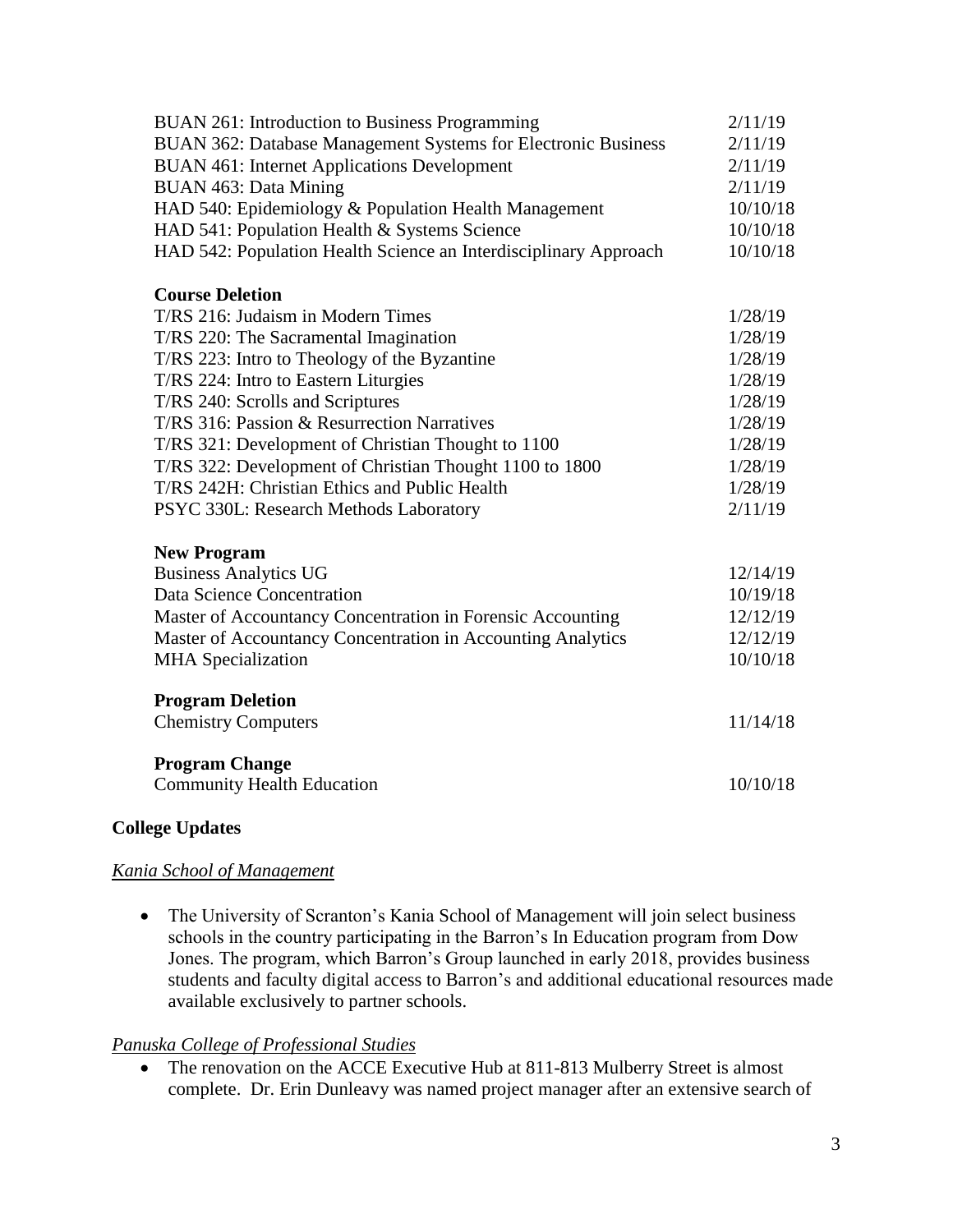| | |
|---|---|
| BUAN 261: Introduction to Business Programming | 2/11/19 |
| BUAN 362: Database Management Systems for Electronic Business | 2/11/19 |
| BUAN 461: Internet Applications Development | 2/11/19 |
| BUAN 463: Data Mining | 2/11/19 |
| HAD 540: Epidemiology & Population Health Management | 10/10/18 |
| HAD 541: Population Health & Systems Science | 10/10/18 |
| HAD 542: Population Health Science an Interdisciplinary Approach | 10/10/18 |
| **Course Deletion** | |
| T/RS 216: Judaism in Modern Times | 1/28/19 |
| T/RS 220: The Sacramental Imagination | 1/28/19 |
| T/RS 223: Intro to Theology of the Byzantine | 1/28/19 |
| T/RS 224: Intro to Eastern Liturgies | 1/28/19 |
| T/RS 240: Scrolls and Scriptures | 1/28/19 |
| T/RS 316: Passion & Resurrection Narratives | 1/28/19 |
| T/RS 321: Development of Christian Thought to 1100 | 1/28/19 |
| T/RS 322: Development of Christian Thought 1100 to 1800 | 1/28/19 |
| T/RS 242H: Christian Ethics and Public Health | 1/28/19 |
| PSYC 330L: Research Methods Laboratory | 2/11/19 |
| **New Program** | |
| Business Analytics UG | 12/14/19 |
| Data Science Concentration | 10/19/18 |
| Master of Accountancy Concentration in Forensic Accounting | 12/12/19 |
| Master of Accountancy Concentration in Accounting Analytics | 12/12/19 |
| MHA Specialization | 10/10/18 |
| **Program Deletion** | |
| Chemistry Computers | 11/14/18 |
| **Program Change** | |
| Community Health Education | 10/10/18 |

## College Updates

### *Kania School of Management*

- The University of Scranton's Kania School of Management will join select business schools in the country participating in the Barron's In Education program from Dow Jones. The program, which Barron's Group launched in early 2018, provides business students and faculty digital access to Barron's and additional educational resources made available exclusively to partner schools.

### *Panuska College of Professional Studies*

- The renovation on the ACCE Executive Hub at 811-813 Mulberry Street is almost complete. Dr. Erin Dunleavy was named project manager after an extensive search of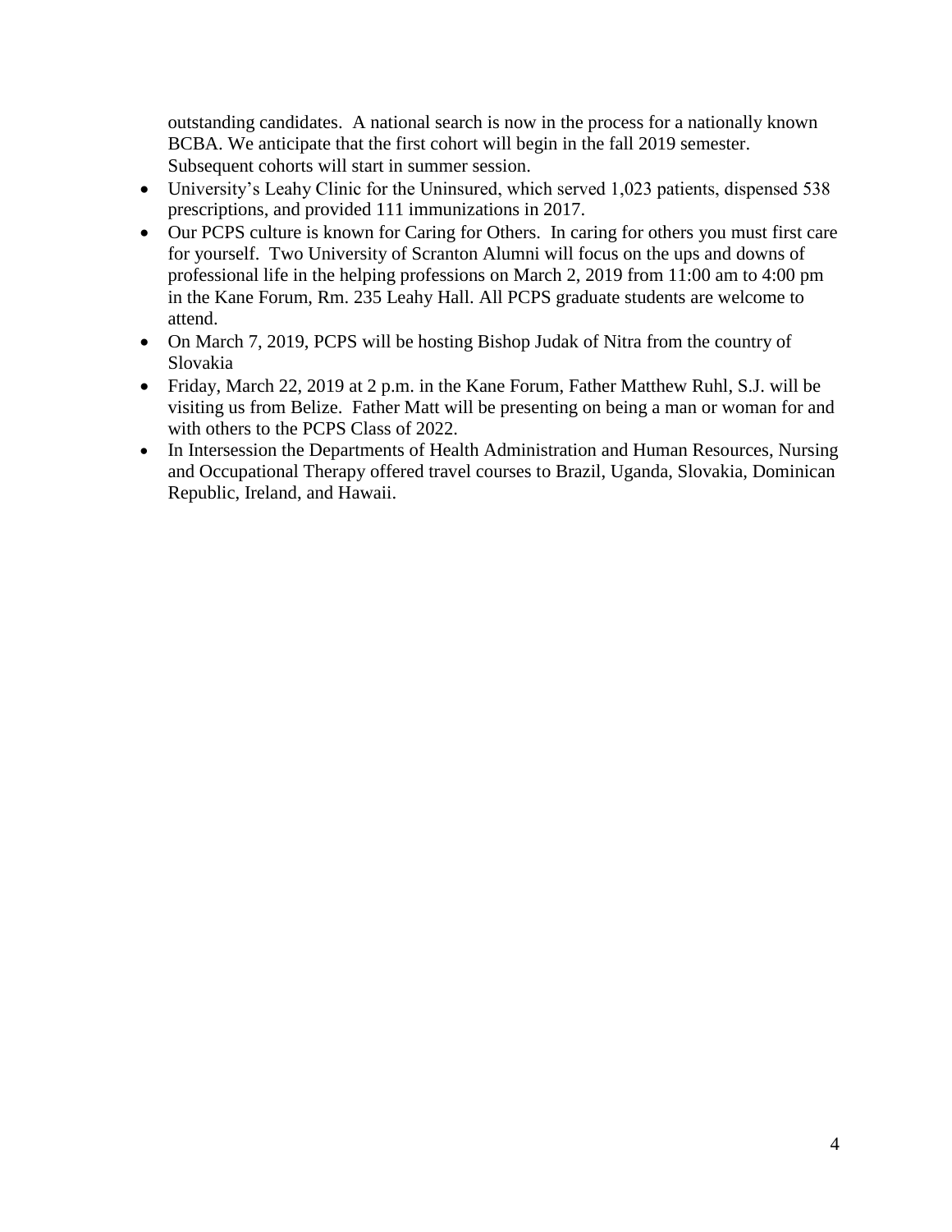outstanding candidates. A national search is now in the process for a nationally known BCBA. We anticipate that the first cohort will begin in the fall 2019 semester. Subsequent cohorts will start in summer session.

- University's Leahy Clinic for the Uninsured, which served 1,023 patients, dispensed 538 prescriptions, and provided 111 immunizations in 2017.
- Our PCPS culture is known for Caring for Others. In caring for others you must first care for yourself. Two University of Scranton Alumni will focus on the ups and downs of professional life in the helping professions on March 2, 2019 from 11:00 am to 4:00 pm in the Kane Forum, Rm. 235 Leahy Hall. All PCPS graduate students are welcome to attend.
- On March 7, 2019, PCPS will be hosting Bishop Judak of Nitra from the country of Slovakia
- Friday, March 22, 2019 at 2 p.m. in the Kane Forum, Father Matthew Ruhl, S.J. will be visiting us from Belize. Father Matt will be presenting on being a man or woman for and with others to the PCPS Class of 2022.
- In Intersession the Departments of Health Administration and Human Resources, Nursing and Occupational Therapy offered travel courses to Brazil, Uganda, Slovakia, Dominican Republic, Ireland, and Hawaii.